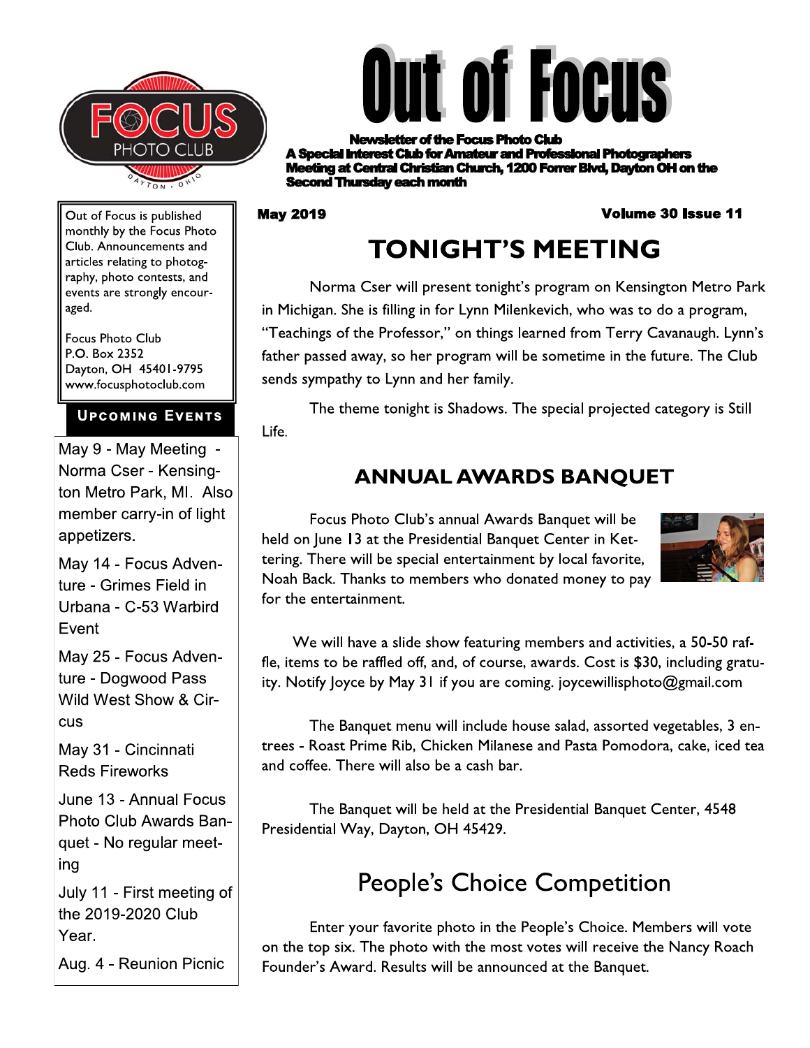# Out of Focus

**Newsletter of the Focus Photo Club**
**A Special Interest Club for Amateur and Professional Photographers**
**Meeting at Central Christian Church, 1200 Forrer Blvd, Dayton OH on the Second Thursday each month**

**May 2019** **Volume 30 Issue 11**

Out of Focus is published monthly by the Focus Photo Club. Announcements and articles relating to photography, photo contests, and events are strongly encouraged.

Focus Photo Club
P.O. Box 2352
Dayton, OH 45401-9795
www.focusphotoclub.com

### Upcoming Events

May 9 - May Meeting - Norma Cser - Kensington Metro Park, MI. Also member carry-in of light appetizers.

May 14 - Focus Adventure - Grimes Field in Urbana - C-53 Warbird Event

May 25 - Focus Adventure - Dogwood Pass Wild West Show & Circus

May 31 - Cincinnati Reds Fireworks

June 13 - Annual Focus Photo Club Awards Banquet - No regular meeting

July 11 - First meeting of the 2019-2020 Club Year.

Aug. 4 - Reunion Picnic

## TONIGHT'S MEETING

Norma Cser will present tonight's program on Kensington Metro Park in Michigan. She is filling in for Lynn Milenkevich, who was to do a program, "Teachings of the Professor," on things learned from Terry Cavanaugh. Lynn's father passed away, so her program will be sometime in the future. The Club sends sympathy to Lynn and her family.

The theme tonight is Shadows. The special projected category is Still Life.

## ANNUAL AWARDS BANQUET

Focus Photo Club's annual Awards Banquet will be held on June 13 at the Presidential Banquet Center in Kettering. There will be special entertainment by local favorite, Noah Back. Thanks to members who donated money to pay for the entertainment.

We will have a slide show featuring members and activities, a 50-50 raffle, items to be raffled off, and, of course, awards. Cost is $30, including gratuity. Notify Joyce by May 31 if you are coming. joycewillisphoto@gmail.com

The Banquet menu will include house salad, assorted vegetables, 3 entrees - Roast Prime Rib, Chicken Milanese and Pasta Pomodora, cake, iced tea and coffee. There will also be a cash bar.

The Banquet will be held at the Presidential Banquet Center, 4548 Presidential Way, Dayton, OH 45429.

## People's Choice Competition

Enter your favorite photo in the People's Choice. Members will vote on the top six. The photo with the most votes will receive the Nancy Roach Founder's Award. Results will be announced at the Banquet.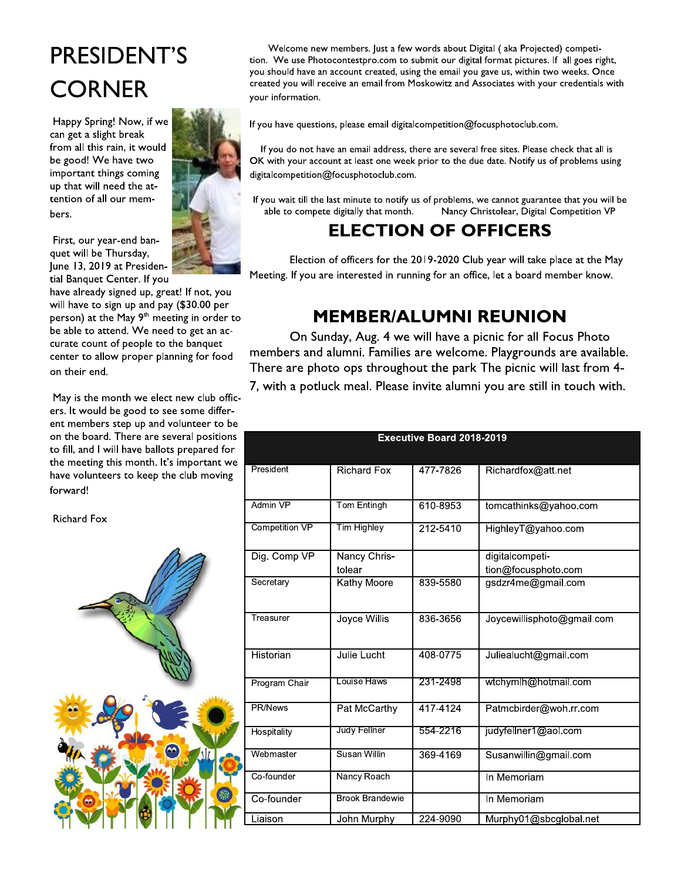# PRESIDENT'S CORNER

Happy Spring! Now, if we can get a slight break from all this rain, it would be good! We have two important things coming up that will need the attention of all our members.

First, our year-end banquet will be Thursday, June 13, 2019 at Presidential Banquet Center. If you have already signed up, great! If not, you will have to sign up and pay ($30.00 per person) at the May 9th meeting in order to be able to attend. We need to get an accurate count of people to the banquet center to allow proper planning for food on their end.

May is the month we elect new club officers. It would be good to see some different members step up and volunteer to be on the board. There are several positions to fill, and I will have ballots prepared for the meeting this month. It's important we have volunteers to keep the club moving forward!

Richard Fox

Welcome new members. Just a few words about Digital ( aka Projected) competition. We use Photocontestpro.com to submit our digital format pictures. If all goes right, you should have an account created, using the email you gave us, within two weeks. Once created you will receive an email from Moskowitz and Associates with your credentials with your information.

If you have questions, please email digitalcompetition@focusphotoclub.com.

If you do not have an email address, there are several free sites. Please check that all is OK with your account at least one week prior to the due date. Notify us of problems using digitalcompetition@focusphotoclub.com.

If you wait till the last minute to notify us of problems, we cannot guarantee that you will be able to compete digitally that month. Nancy Christolear, Digital Competition VP

## ELECTION OF OFFICERS

Election of officers for the 2019-2020 Club year will take place at the May Meeting. If you are interested in running for an office, let a board member know.

## MEMBER/ALUMNI REUNION

On Sunday, Aug. 4 we will have a picnic for all Focus Photo members and alumni. Families are welcome. Playgrounds are available. There are photo ops throughout the park The picnic will last from 4-7, with a potluck meal. Please invite alumni you are still in touch with.

| Executive Board 2018-2019 | | | |
|---|---|---|---|
| President | Richard Fox | 477-7826 | Richardfox@att.net |
| Admin VP | Tom Entingh | 610-8953 | tomcathinks@yahoo.com |
| Competition VP | Tim Highley | 212-5410 | HighleyT@yahoo.com |
| Dig. Comp VP | Nancy Christolear | | digitalcompetition@focusphoto.com |
| Secretary | Kathy Moore | 839-5580 | gsdzr4me@gmail.com |
| Treasurer | Joyce Willis | 836-3656 | Joycewillisphoto@gmail.com |
| Historian | Julie Lucht | 408-0775 | Juliealucht@gmail.com |
| Program Chair | Louise Haws | 231-2498 | wtchymlh@hotmail.com |
| PR/News | Pat McCarthy | 417-4124 | Patmcbirder@woh.rr.com |
| Hospitality | Judy Fellner | 554-2216 | judyfellner1@aol.com |
| Webmaster | Susan Willin | 369-4169 | Susanwillin@gmail.com |
| Co-founder | Nancy Roach | | In Memoriam |
| Co-founder | Brook Brandewie | | In Memoriam |
| Liaison | John Murphy | 224-9090 | Murphy01@sbcglobal.net |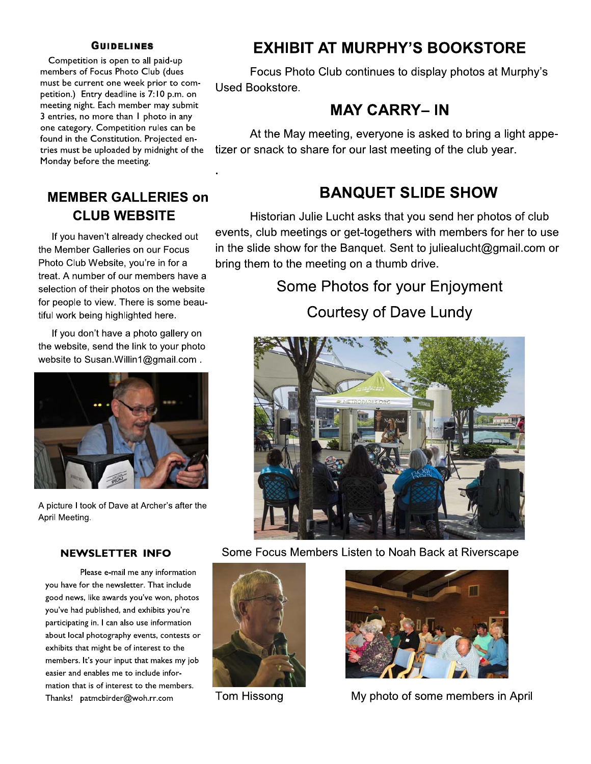### GUIDELINES

Competition is open to all paid-up members of Focus Photo Club (dues must be current one week prior to competition.) Entry deadline is 7:10 p.m. on meeting night. Each member may submit 3 entries, no more than 1 photo in any one category. Competition rules can be found in the Constitution. Projected entries must be uploaded by midnight of the Monday before the meeting.

## MEMBER GALLERIES on CLUB WEBSITE

If you haven't already checked out the Member Galleries on our Focus Photo Club Website, you're in for a treat. A number of our members have a selection of their photos on the website for people to view. There is some beautiful work being highlighted here.

If you don't have a photo gallery on the website, send the link to your photo website to Susan.Willin1@gmail.com .

A picture I took of Dave at Archer's after the April Meeting.

### NEWSLETTER INFO

Please e-mail me any information you have for the newsletter. That include good news, like awards you've won, photos you've had published, and exhibits you're participating in. I can also use information about local photography events, contests or exhibits that might be of interest to the members. It's your input that makes my job easier and enables me to include information that is of interest to the members. Thanks! patmcbirder@woh.rr.com

## EXHIBIT AT MURPHY'S BOOKSTORE

Focus Photo Club continues to display photos at Murphy's Used Bookstore.

## MAY CARRY– IN

At the May meeting, everyone is asked to bring a light appetizer or snack to share for our last meeting of the club year.

## BANQUET SLIDE SHOW

Historian Julie Lucht asks that you send her photos of club events, club meetings or get-togethers with members for her to use in the slide show for the Banquet. Sent to juliealucht@gmail.com or bring them to the meeting on a thumb drive.

Some Photos for your Enjoyment

Courtesy of Dave Lundy

Some Focus Members Listen to Noah Back at Riverscape

Tom Hissong

My photo of some members in April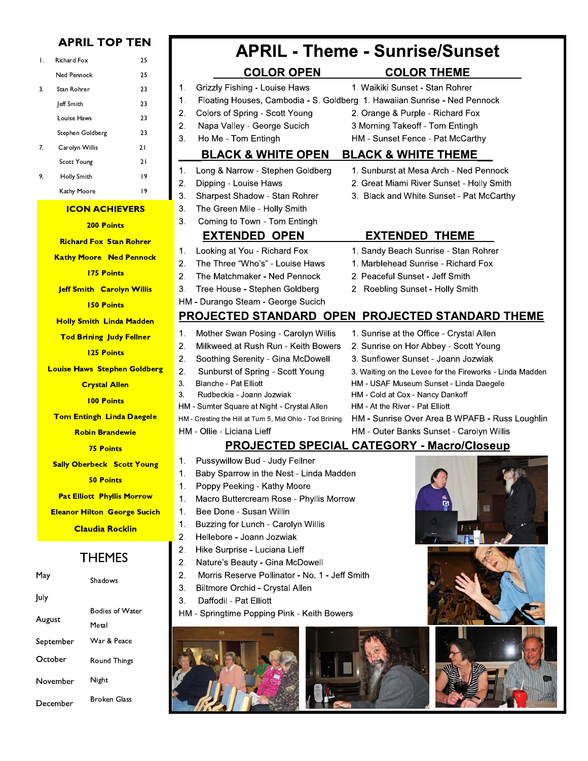## APRIL TOP TEN

| | | |
|---|---|---|
| 1. | Richard Fox | 25 |
| | Ned Pennock | 25 |
| 3. | Stan Rohrer | 23 |
| | Jeff Smith | 23 |
| | Louise Haws | 23 |
| | Stephen Goldberg | 23 |
| 7. | Carolyn Willis | 21 |
| | Scott Young | 21 |
| 9, | Holly Smith | 19 |
| | Kathy Moore | 19 |

### ICON ACHIEVERS

**200 Points**

**Richard Fox Stan Rohrer**

**Kathy Moore Ned Pennock**

**175 Points**

**Jeff Smith Carolyn Willis**

**150 Points**

**Holly Smith Linda Madden**

**Tod Brining Judy Fellner**

**125 Points**

**Louise Haws Stephen Goldberg**

**Crystal Allen**

**100 Points**

**Tom Entingh Linda Daegele**

**Robin Brandewie**

**75 Points**

**Sally Oberbeck Scott Young**

**50 Points**

**Pat Elliott Phyllis Morrow**

**Eleanor Hilton George Sucich**

**Claudia Rocklin**

### THEMES

| | |
|---|---|
| May | Shadows |
| July | |
| August | Bodies of Water |
| | Metal |
| September | War & Peace |
| October | Round Things |
| November | Night |
| December | Broken Glass |

# APRIL - Theme - Sunrise/Sunset

## COLOR OPEN

1. Grizzly Fishing - Louise Haws
1. Floating Houses, Cambodia - S. Goldberg
2. Colors of Spring - Scott Young
2. Napa Valley - George Sucich
3. Ho Me - Tom Entingh

## COLOR THEME

1. Waikiki Sunset - Stan Rohrer
1. Hawaiian Sunrise - Ned Pennock
2. Orange & Purple - Richard Fox
3 Morning Takeoff - Tom Entingh
HM - Sunset Fence - Pat McCarthy

## BLACK & WHITE OPEN

1. Long & Narrow - Stephen Goldberg
2. Dipping - Louise Haws
3. Sharpest Shadow - Stan Rohrer
3. The Green Mile - Holly Smith
3. Coming to Town - Tom Entingh

## BLACK & WHITE THEME

1. Sunburst at Mesa Arch - Ned Pennock
2. Great Miami River Sunset - Holly Smith
3. Black and White Sunset - Pat McCarthy

## EXTENDED OPEN

1. Looking at You - Richard Fox
2. The Three "Who's" - Louise Haws
2. The Matchmaker - Ned Pennock
3. Tree House - Stephen Goldberg
HM - Durango Steam - George Sucich

## EXTENDED THEME

1. Sandy Beach Sunrise - Stan Rohrer
1. Marblehead Sunrise - Richard Fox
2. Peaceful Sunset - Jeff Smith
2. Roebling Sunset - Holly Smith

## PROJECTED STANDARD OPEN

1. Mother Swan Posing - Carolyn Willis
2. Milkweed at Rush Run - Keith Bowers
2. Soothing Serenity - Gina McDowell
2. Sunburst of Spring - Scott Young
3. Blanche - Pat Elliott
3. Rudbeckia - Joann Jozwiak
HM - Sumter Square at Night - Crystal Allen
HM - Cresting the Hill at Turn 5, Mid Ohio - Tod Brining
HM - Ollie - Liciana Lieff

## PROJECTED STANDARD THEME

1. Sunrise at the Office - Crystal Allen
2. Sunrise on Hor Abbey - Scott Young
3. Sunflower Sunset - Joann Jozwiak
3. Waiting on the Levee for the Fireworks - Linda Madden
HM - USAF Museum Sunset - Linda Daegele
HM - Cold at Cox - Nancy Dankoff
HM - At the River - Pat Elliott
HM - Sunrise Over Area B WPAFB - Russ Loughlin
HM - Outer Banks Sunset - Carolyn Willis

## PROJECTED SPECIAL CATEGORY - Macro/Closeup

1. Pussywillow Bud - Judy Fellner
1. Baby Sparrow in the Nest - Linda Madden
1. Poppy Peeking - Kathy Moore
1. Macro Buttercream Rose - Phyllis Morrow
1. Bee Done - Susan Willin
1. Buzzing for Lunch - Carolyn Willis
2. Hellebore - Joann Jozwiak
2. Hike Surprise - Luciana Lieff
2. Nature's Beauty - Gina McDowell
2. Morris Reserve Pollinator - No. 1 - Jeff Smith
3. Biltmore Orchid - Crystal Allen
3. Daffodil - Pat Elliott
HM - Springtime Popping Pink - Keith Bowers